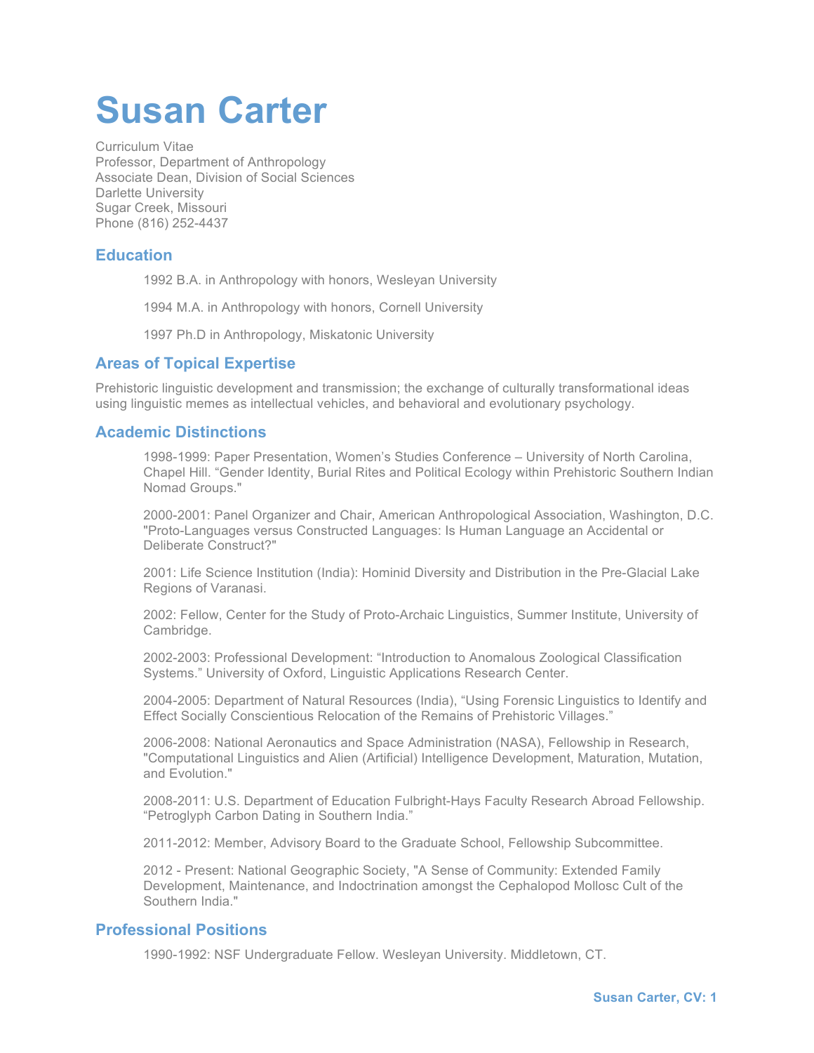# Susan Carter

Curriculum Vitae
Professor, Department of Anthropology
Associate Dean, Division of Social Sciences
Darlette University
Sugar Creek, Missouri
Phone (816) 252-4437

## Education

1992 B.A. in Anthropology with honors, Wesleyan University

1994 M.A. in Anthropology with honors, Cornell University

1997 Ph.D in Anthropology, Miskatonic University

## Areas of Topical Expertise

Prehistoric linguistic development and transmission; the exchange of culturally transformational ideas using linguistic memes as intellectual vehicles, and behavioral and evolutionary psychology.

## Academic Distinctions

1998-1999: Paper Presentation, Women's Studies Conference – University of North Carolina, Chapel Hill. "Gender Identity, Burial Rites and Political Ecology within Prehistoric Southern Indian Nomad Groups."

2000-2001: Panel Organizer and Chair, American Anthropological Association, Washington, D.C. "Proto-Languages versus Constructed Languages: Is Human Language an Accidental or Deliberate Construct?"

2001: Life Science Institution (India): Hominid Diversity and Distribution in the Pre-Glacial Lake Regions of Varanasi.

2002: Fellow, Center for the Study of Proto-Archaic Linguistics, Summer Institute, University of Cambridge.

2002-2003: Professional Development: "Introduction to Anomalous Zoological Classification Systems." University of Oxford, Linguistic Applications Research Center.

2004-2005: Department of Natural Resources (India), "Using Forensic Linguistics to Identify and Effect Socially Conscientious Relocation of the Remains of Prehistoric Villages."

2006-2008: National Aeronautics and Space Administration (NASA), Fellowship in Research, "Computational Linguistics and Alien (Artificial) Intelligence Development, Maturation, Mutation, and Evolution."

2008-2011: U.S. Department of Education Fulbright-Hays Faculty Research Abroad Fellowship. "Petroglyph Carbon Dating in Southern India."

2011-2012: Member, Advisory Board to the Graduate School, Fellowship Subcommittee.

2012 - Present: National Geographic Society, "A Sense of Community: Extended Family Development, Maintenance, and Indoctrination amongst the Cephalopod Mollosc Cult of the Southern India."

## Professional Positions

1990-1992: NSF Undergraduate Fellow. Wesleyan University. Middletown, CT.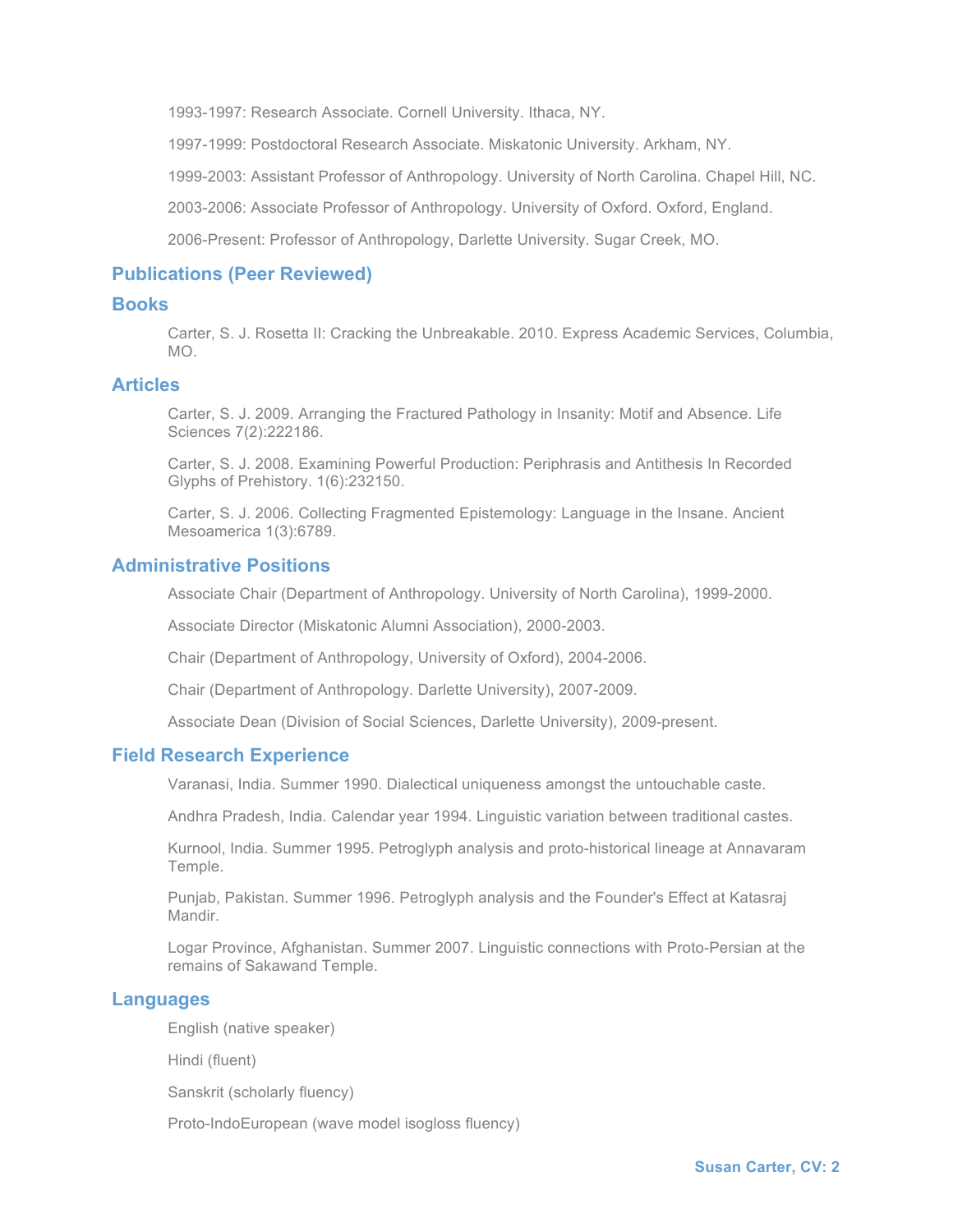1993-1997: Research Associate. Cornell University. Ithaca, NY.

1997-1999: Postdoctoral Research Associate. Miskatonic University. Arkham, NY.

1999-2003: Assistant Professor of Anthropology. University of North Carolina. Chapel Hill, NC.

2003-2006: Associate Professor of Anthropology. University of Oxford. Oxford, England.

2006-Present: Professor of Anthropology, Darlette University. Sugar Creek, MO.

## Publications (Peer Reviewed)

### Books

Carter, S. J. Rosetta II: Cracking the Unbreakable. 2010. Express Academic Services, Columbia, MO.

### Articles

Carter, S. J. 2009. Arranging the Fractured Pathology in Insanity: Motif and Absence. Life Sciences 7(2):222186.

Carter, S. J. 2008. Examining Powerful Production: Periphrasis and Antithesis In Recorded Glyphs of Prehistory. 1(6):232150.

Carter, S. J. 2006. Collecting Fragmented Epistemology: Language in the Insane. Ancient Mesoamerica 1(3):6789.

## Administrative Positions

Associate Chair (Department of Anthropology. University of North Carolina), 1999-2000.

Associate Director (Miskatonic Alumni Association), 2000-2003.

Chair (Department of Anthropology, University of Oxford), 2004-2006.

Chair (Department of Anthropology. Darlette University), 2007-2009.

Associate Dean (Division of Social Sciences, Darlette University), 2009-present.

## Field Research Experience

Varanasi, India. Summer 1990. Dialectical uniqueness amongst the untouchable caste.

Andhra Pradesh, India. Calendar year 1994. Linguistic variation between traditional castes.

Kurnool, India. Summer 1995. Petroglyph analysis and proto-historical lineage at Annavaram Temple.

Punjab, Pakistan. Summer 1996. Petroglyph analysis and the Founder's Effect at Katasraj Mandir.

Logar Province, Afghanistan. Summer 2007. Linguistic connections with Proto-Persian at the remains of Sakawand Temple.

## Languages

English (native speaker)

Hindi (fluent)

Sanskrit (scholarly fluency)

Proto-IndoEuropean (wave model isogloss fluency)